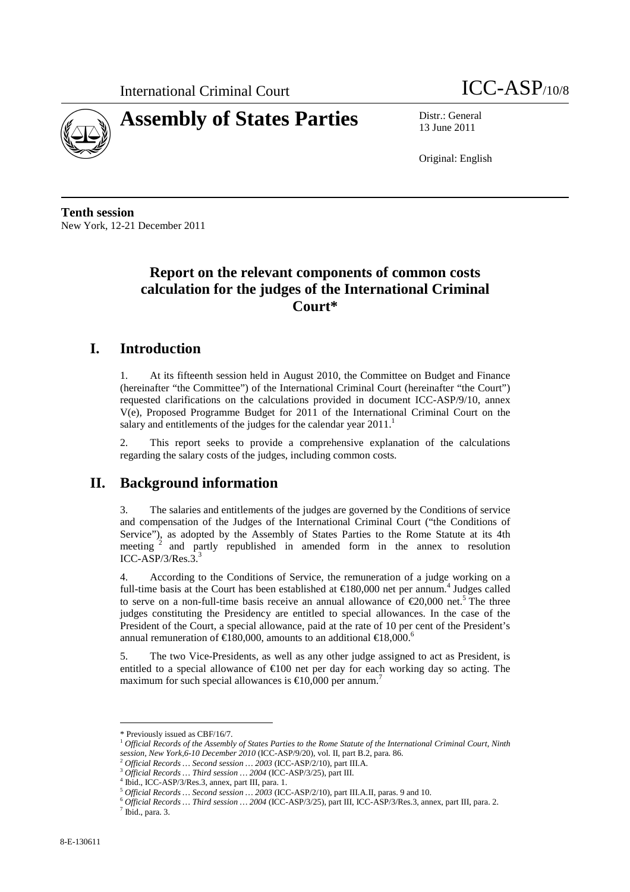International Criminal Court ICC-ASP/10/8

# Assembly of States Parties

Distr.: General
13 June 2011

Original: English

**Tenth session**
New York, 12-21 December 2011

## Report on the relevant components of common costs calculation for the judges of the International Criminal Court*

## I. Introduction

1. At its fifteenth session held in August 2010, the Committee on Budget and Finance (hereinafter "the Committee") of the International Criminal Court (hereinafter "the Court") requested clarifications on the calculations provided in document ICC-ASP/9/10, annex V(e), Proposed Programme Budget for 2011 of the International Criminal Court on the salary and entitlements of the judges for the calendar year 2011.[1]

2. This report seeks to provide a comprehensive explanation of the calculations regarding the salary costs of the judges, including common costs.

## II. Background information

3. The salaries and entitlements of the judges are governed by the Conditions of service and compensation of the Judges of the International Criminal Court ("the Conditions of Service"), as adopted by the Assembly of States Parties to the Rome Statute at its 4th meeting [2] and partly republished in amended form in the annex to resolution ICC-ASP/3/Res.3.[3]

4. According to the Conditions of Service, the remuneration of a judge working on a full-time basis at the Court has been established at €180,000 net per annum.[4] Judges called to serve on a non-full-time basis receive an annual allowance of €20,000 net.[5] The three judges constituting the Presidency are entitled to special allowances. In the case of the President of the Court, a special allowance, paid at the rate of 10 per cent of the President's annual remuneration of €180,000, amounts to an additional €18,000.[6]

5. The two Vice-Presidents, as well as any other judge assigned to act as President, is entitled to a special allowance of €100 net per day for each working day so acting. The maximum for such special allowances is €10,000 per annum.[7]

---

\* Previously issued as CBF/16/7.

[1] *Official Records of the Assembly of States Parties to the Rome Statute of the International Criminal Court, Ninth session, New York,6-10 December 2010* (ICC-ASP/9/20), vol. II, part B.2, para. 86.

[2] *Official Records … Second session … 2003* (ICC-ASP/2/10), part III.A.

[3] *Official Records … Third session … 2004* (ICC-ASP/3/25), part III.

[4] Ibid., ICC-ASP/3/Res.3, annex, part III, para. 1.

[5] *Official Records … Second session … 2003* (ICC-ASP/2/10), part III.A.II, paras. 9 and 10.

[6] *Official Records … Third session … 2004* (ICC-ASP/3/25), part III, ICC-ASP/3/Res.3, annex, part III, para. 2.

[7] Ibid., para. 3.

8-E-130611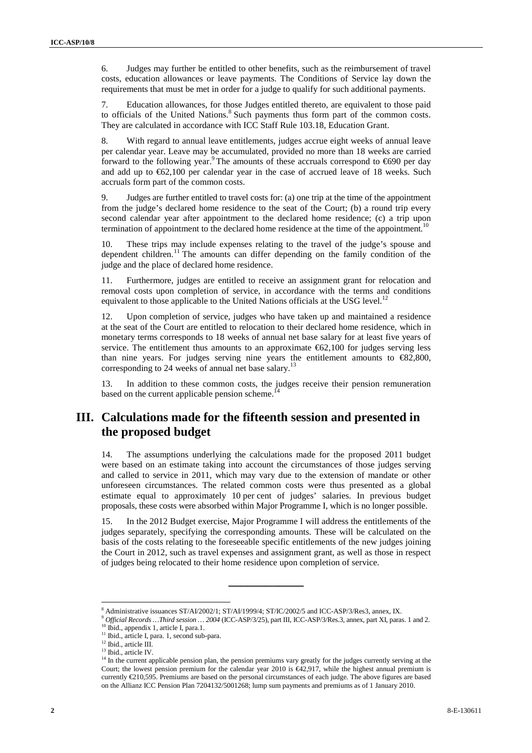6. Judges may further be entitled to other benefits, such as the reimbursement of travel costs, education allowances or leave payments. The Conditions of Service lay down the requirements that must be met in order for a judge to qualify for such additional payments.

7. Education allowances, for those Judges entitled thereto, are equivalent to those paid to officials of the United Nations.[8] Such payments thus form part of the common costs. They are calculated in accordance with ICC Staff Rule 103.18, Education Grant.

8. With regard to annual leave entitlements, judges accrue eight weeks of annual leave per calendar year. Leave may be accumulated, provided no more than 18 weeks are carried forward to the following year.[9] The amounts of these accruals correspond to €690 per day and add up to €62,100 per calendar year in the case of accrued leave of 18 weeks. Such accruals form part of the common costs.

9. Judges are further entitled to travel costs for: (a) one trip at the time of the appointment from the judge's declared home residence to the seat of the Court; (b) a round trip every second calendar year after appointment to the declared home residence; (c) a trip upon termination of appointment to the declared home residence at the time of the appointment.[10]

10. These trips may include expenses relating to the travel of the judge's spouse and dependent children.[11] The amounts can differ depending on the family condition of the judge and the place of declared home residence.

11. Furthermore, judges are entitled to receive an assignment grant for relocation and removal costs upon completion of service, in accordance with the terms and conditions equivalent to those applicable to the United Nations officials at the USG level.[12]

12. Upon completion of service, judges who have taken up and maintained a residence at the seat of the Court are entitled to relocation to their declared home residence, which in monetary terms corresponds to 18 weeks of annual net base salary for at least five years of service. The entitlement thus amounts to an approximate €62,100 for judges serving less than nine years. For judges serving nine years the entitlement amounts to €82,800, corresponding to 24 weeks of annual net base salary.[13]

13. In addition to these common costs, the judges receive their pension remuneration based on the current applicable pension scheme.[14]

# III. Calculations made for the fifteenth session and presented in the proposed budget

14. The assumptions underlying the calculations made for the proposed 2011 budget were based on an estimate taking into account the circumstances of those judges serving and called to service in 2011, which may vary due to the extension of mandate or other unforeseen circumstances. The related common costs were thus presented as a global estimate equal to approximately 10 per cent of judges' salaries. In previous budget proposals, these costs were absorbed within Major Programme I, which is no longer possible.

15. In the 2012 Budget exercise, Major Programme I will address the entitlements of the judges separately, specifying the corresponding amounts. These will be calculated on the basis of the costs relating to the foreseeable specific entitlements of the new judges joining the Court in 2012, such as travel expenses and assignment grant, as well as those in respect of judges being relocated to their home residence upon completion of service.

---

[8] Administrative issuances ST/AI/2002/1; ST/AI/1999/4; ST/IC/2002/5 and ICC-ASP/3/Res3, annex, IX.

[9] *Official Records …Third session … 2004* (ICC-ASP/3/25), part III, ICC-ASP/3/Res.3, annex, part XI, paras. 1 and 2.

[10] Ibid., appendix 1, article I, para.1.

[11] Ibid., article I, para. 1, second sub-para.

[12] Ibid., article III.

[13] Ibid., article IV.

[14] In the current applicable pension plan, the pension premiums vary greatly for the judges currently serving at the Court; the lowest pension premium for the calendar year 2010 is €42,917, while the highest annual premium is currently €210,595. Premiums are based on the personal circumstances of each judge. The above figures are based on the Allianz ICC Pension Plan 7204132/5001268; lump sum payments and premiums as of 1 January 2010.